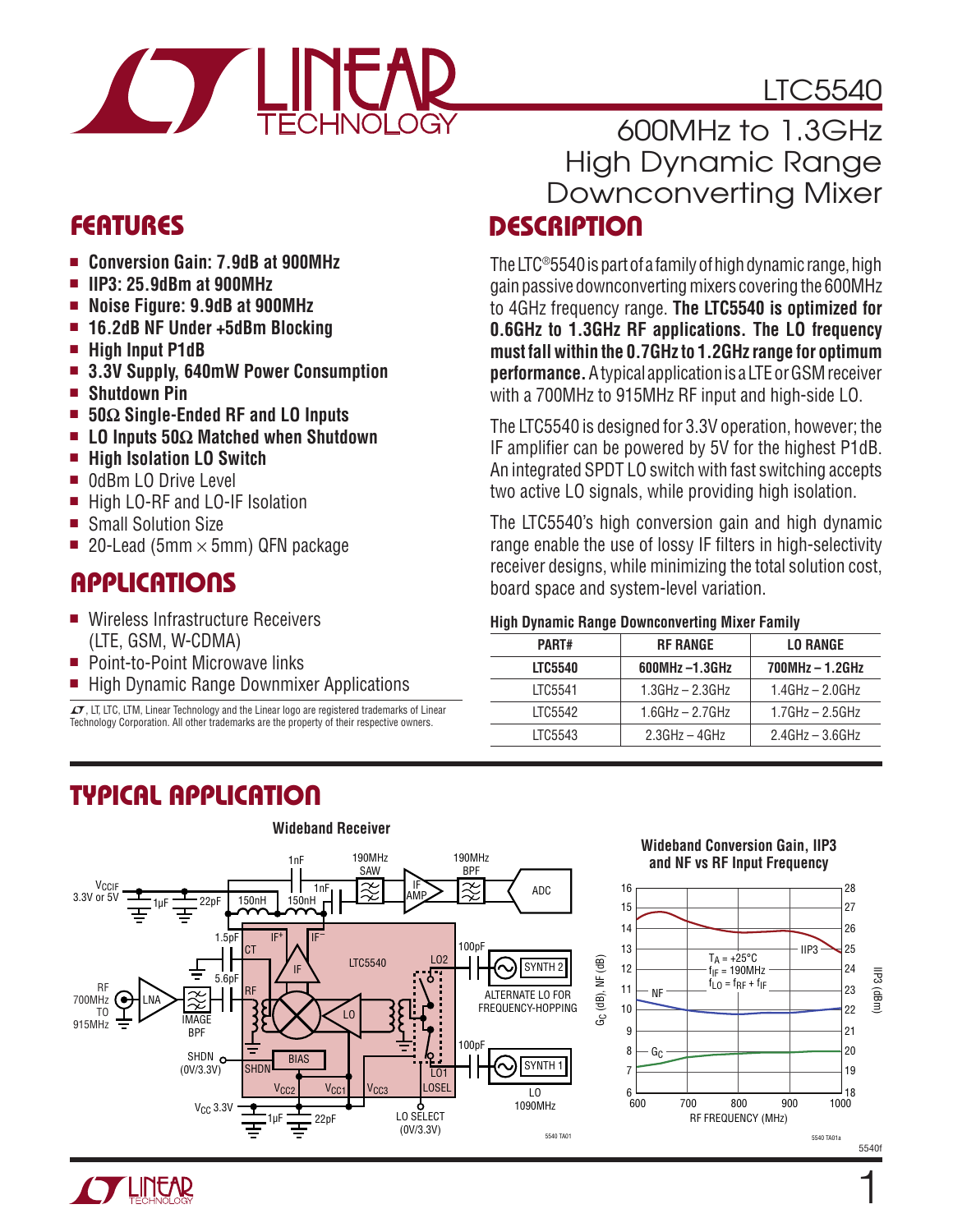# LTC5540

## 600MHz to 1.3GHz High Dynamic Range Downconverting Mixer

## FEATURES

- **Conversion Gain: 7.9dB at 900MHz**
- **IIP3: 25.9dBm at 900MHz**
- **Noise Figure: 9.9dB at 900MHz**
- **16.2dB NF Under +5dBm Blocking**
- **High Input P1dB**
- **3.3V Supply, 640mW Power Consumption**
- **Shutdown Pin**
- **50Ω Single-Ended RF and LO Inputs**
- **LO Inputs 50Ω Matched when Shutdown**
- **High Isolation LO Switch**
- 0dBm LO Drive Level
- High LO-RF and LO-IF Isolation
- Small Solution Size
- 20-Lead (5mm × 5mm) QFN package

## APPLICATIONS

- Wireless Infrastructure Receivers (LTE, GSM, W-CDMA)
- Point-to-Point Microwave links
- High Dynamic Range Downmixer Applications

LT, LTC, LTM, Linear Technology and the Linear logo are registered trademarks of Linear Technology Corporation. All other trademarks are the property of their respective owners.

## DESCRIPTION

The LTC®5540 is part of a family of high dynamic range, high gain passive downconverting mixers covering the 600MHz to 4GHz frequency range. **The LTC5540 is optimized for 0.6GHz to 1.3GHz RF applications. The LO frequency must fall within the 0.7GHz to 1.2GHz range for optimum performance.** A typical application is a LTE or GSM receiver with a 700MHz to 915MHz RF input and high-side LO.

The LTC5540 is designed for 3.3V operation, however; the IF amplifier can be powered by 5V for the highest P1dB. An integrated SPDT LO switch with fast switching accepts two active LO signals, while providing high isolation.

The LTC5540's high conversion gain and high dynamic range enable the use of lossy IF filters in high-selectivity receiver designs, while minimizing the total solution cost, board space and system-level variation.

**High Dynamic Range Downconverting Mixer Family**

| PART# | RF RANGE | LO RANGE |
|---|---|---|
| **LTC5540** | **600MHz –1.3GHz** | **700MHz – 1.2GHz** |
| LTC5541 | 1.3GHz – 2.3GHz | 1.4GHz – 2.0GHz |
| LTC5542 | 1.6GHz – 2.7GHz | 1.7GHz – 2.5GHz |
| LTC5543 | 2.3GHz – 4GHz | 2.4GHz – 3.6GHz |

## TYPICAL APPLICATION

**Wideband Receiver**

**Wideband Conversion Gain, IIP3 and NF vs RF Input Frequency**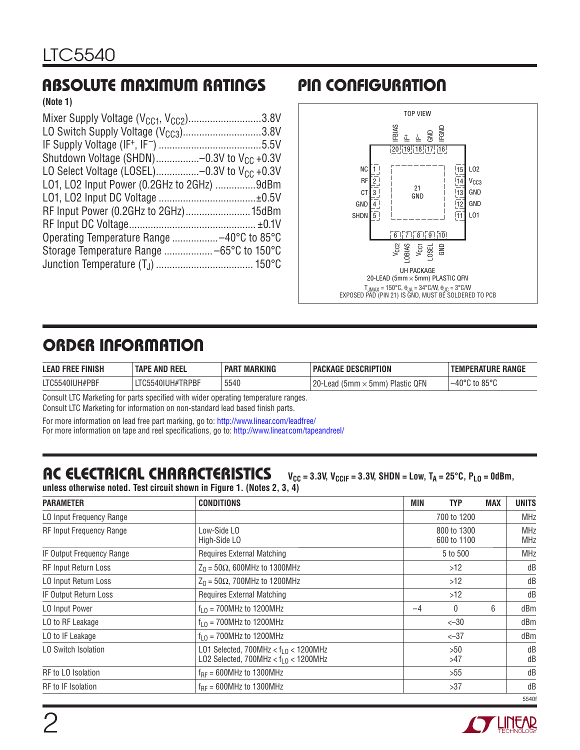## ABSOLUTE MAXIMUM RATINGS

**(Note 1)**

Mixer Supply Voltage ($V_{CC1}$, $V_{CC2}$) ........................... 3.8V
LO Switch Supply Voltage ($V_{CC3}$) ........................... 3.8V
IF Supply Voltage ($IF^+$, $IF^-$) ........................... 5.5V
Shutdown Voltage (SHDN) ................ –0.3V to $V_{CC}$ +0.3V
LO Select Voltage (LOSEL) ................ –0.3V to $V_{CC}$ +0.3V
LO1, LO2 Input Power (0.2GHz to 2GHz) ............... 9dBm
LO1, LO2 Input DC Voltage ........................... ±0.5V
RF Input Power (0.2GHz to 2GHz) ........................ 15dBm
RF Input DC Voltage ........................... ±0.1V
Operating Temperature Range ................. –40°C to 85°C
Storage Temperature Range .................. –65°C to 150°C
Junction Temperature ($T_J$) ........................... 150°C

## PIN CONFIGURATION

TOP VIEW

Pins 20–16 (top): IFBIAS (20), IF+ (19), IF– (18), GND (17), IFGND (16)
Pins 1–5 (left): NC (1), RF (2), CT (3), GND (4), SHDN (5)
Pins 6–10 (bottom): $V_{CC2}$ (6), LOBIAS (7), $V_{CC1}$ (8), LOSEL (9), GND (10)
Pins 15–11 (right): LO2 (15), $V_{CC3}$ (14), GND (13), GND (12), LO1 (11)
Pin 21: GND (exposed pad)

UH PACKAGE
20-LEAD (5mm × 5mm) PLASTIC QFN

$T_{JMAX}$ = 150°C, $\theta_{JA}$ = 34°C/W, $\theta_{JC}$ = 3°C/W
EXPOSED PAD (PIN 21) IS GND, MUST BE SOLDERED TO PCB

## ORDER INFORMATION

| LEAD FREE FINISH | TAPE AND REEL | PART MARKING | PACKAGE DESCRIPTION | TEMPERATURE RANGE |
|---|---|---|---|---|
| LTC5540IUH#PBF | LTC5540IUH#TRPBF | 5540 | 20-Lead (5mm × 5mm) Plastic QFN | –40°C to 85°C |

Consult LTC Marketing for parts specified with wider operating temperature ranges.
Consult LTC Marketing for information on non-standard lead based finish parts.

For more information on lead free part marking, go to: http://www.linear.com/leadfree/
For more information on tape and reel specifications, go to: http://www.linear.com/tapeandreel/

## AC ELECTRICAL CHARACTERISTICS

**$V_{CC}$ = 3.3V, $V_{CCIF}$ = 3.3V, SHDN = Low, $T_A$ = 25°C, $P_{LO}$ = 0dBm, unless otherwise noted. Test circuit shown in Figure 1. (Notes 2, 3, 4)**

| PARAMETER | CONDITIONS | MIN | TYP | MAX | UNITS |
|---|---|---|---|---|---|
| LO Input Frequency Range | | | 700 to 1200 | | MHz |
| RF Input Frequency Range | Low-Side LO<br>High-Side LO | | 800 to 1300<br>600 to 1100 | | MHz<br>MHz |
| IF Output Frequency Range | Requires External Matching | | 5 to 500 | | MHz |
| RF Input Return Loss | $Z_0$ = 50Ω, 600MHz to 1300MHz | | >12 | | dB |
| LO Input Return Loss | $Z_0$ = 50Ω, 700MHz to 1200MHz | | >12 | | dB |
| IF Output Return Loss | Requires External Matching | | >12 | | dB |
| LO Input Power | $f_{LO}$ = 700MHz to 1200MHz | –4 | 0 | 6 | dBm |
| LO to RF Leakage | $f_{LO}$ = 700MHz to 1200MHz | | <–30 | | dBm |
| LO to IF Leakage | $f_{LO}$ = 700MHz to 1200MHz | | <–37 | | dBm |
| LO Switch Isolation | LO1 Selected, 700MHz < $f_{LO}$ < 1200MHz<br>LO2 Selected, 700MHz < $f_{LO}$ < 1200MHz | | >50<br>>47 | | dB<br>dB |
| RF to LO Isolation | $f_{RF}$ = 600MHz to 1300MHz | | >55 | | dB |
| RF to IF Isolation | $f_{RF}$ = 600MHz to 1300MHz | | >37 | | dB |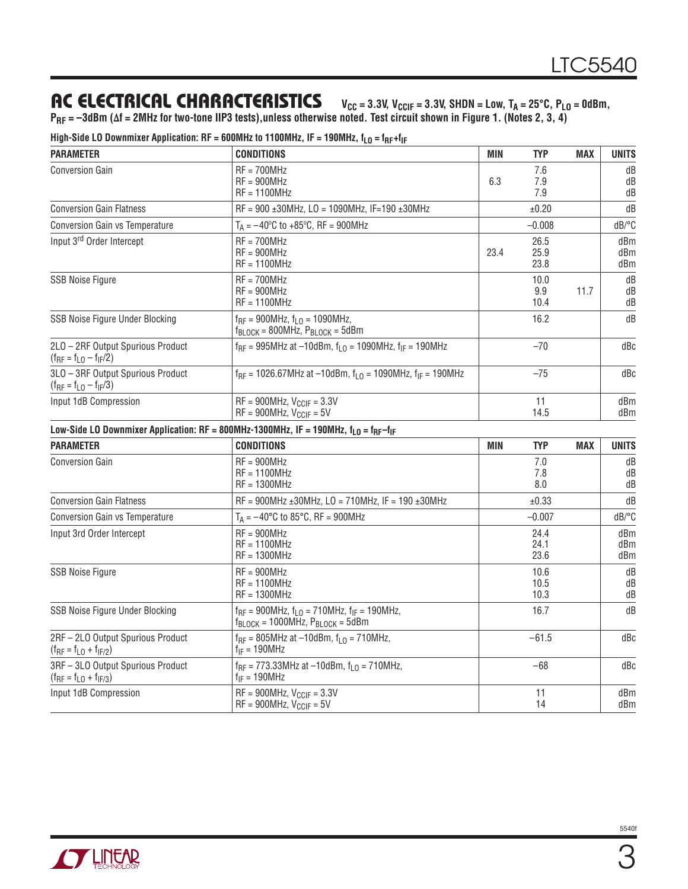## AC ELECTRICAL CHARACTERISTICS

$V_{CC}$ = 3.3V, $V_{CCIF}$ = 3.3V, SHDN = Low, $T_A$ = 25°C, $P_{LO}$ = 0dBm, $P_{RF}$ = –3dBm (Δf = 2MHz for two-tone IIP3 tests), unless otherwise noted. Test circuit shown in Figure 1. (Notes 2, 3, 4)

**High-Side LO Downmixer Application: RF = 600MHz to 1100MHz, IF = 190MHz, $f_{LO} = f_{RF}+f_{IF}$**

| PARAMETER | CONDITIONS | MIN | TYP | MAX | UNITS |
|---|---|---|---|---|---|
| Conversion Gain | RF = 700MHz<br>RF = 900MHz<br>RF = 1100MHz | <br>6.3<br> | 7.6<br>7.9<br>7.9 | | dB<br>dB<br>dB |
| Conversion Gain Flatness | RF = 900 ±30MHz, LO = 1090MHz, IF=190 ±30MHz | | ±0.20 | | dB |
| Conversion Gain vs Temperature | $T_A$ = –40°C to +85°C, RF = 900MHz | | –0.008 | | dB/°C |
| Input 3rd Order Intercept | RF = 700MHz<br>RF = 900MHz<br>RF = 1100MHz | <br>23.4<br> | 26.5<br>25.9<br>23.8 | | dBm<br>dBm<br>dBm |
| SSB Noise Figure | RF = 700MHz<br>RF = 900MHz<br>RF = 1100MHz | | 10.0<br>9.9<br>10.4 | <br>11.7<br> | dB<br>dB<br>dB |
| SSB Noise Figure Under Blocking | $f_{RF}$ = 900MHz, $f_{LO}$ = 1090MHz, $f_{BLOCK}$ = 800MHz, $P_{BLOCK}$ = 5dBm | | 16.2 | | dB |
| 2LO – 2RF Output Spurious Product ($f_{RF} = f_{LO} - f_{IF}/2$) | $f_{RF}$ = 995MHz at –10dBm, $f_{LO}$ = 1090MHz, $f_{IF}$ = 190MHz | | –70 | | dBc |
| 3LO – 3RF Output Spurious Product ($f_{RF} = f_{LO} - f_{IF}/3$) | $f_{RF}$ = 1026.67MHz at –10dBm, $f_{LO}$ = 1090MHz, $f_{IF}$ = 190MHz | | –75 | | dBc |
| Input 1dB Compression | RF = 900MHz, $V_{CCIF}$ = 3.3V<br>RF = 900MHz, $V_{CCIF}$ = 5V | | 11<br>14.5 | | dBm<br>dBm |

**Low-Side LO Downmixer Application: RF = 800MHz-1300MHz, IF = 190MHz, $f_{LO} = f_{RF}-f_{IF}$**

| PARAMETER | CONDITIONS | MIN | TYP | MAX | UNITS |
|---|---|---|---|---|---|
| Conversion Gain | RF = 900MHz<br>RF = 1100MHz<br>RF = 1300MHz | | 7.0<br>7.8<br>8.0 | | dB<br>dB<br>dB |
| Conversion Gain Flatness | RF = 900MHz ±30MHz, LO = 710MHz, IF = 190 ±30MHz | | ±0.33 | | dB |
| Conversion Gain vs Temperature | $T_A$ = –40°C to 85°C, RF = 900MHz | | –0.007 | | dB/°C |
| Input 3rd Order Intercept | RF = 900MHz<br>RF = 1100MHz<br>RF = 1300MHz | | 24.4<br>24.1<br>23.6 | | dBm<br>dBm<br>dBm |
| SSB Noise Figure | RF = 900MHz<br>RF = 1100MHz<br>RF = 1300MHz | | 10.6<br>10.5<br>10.3 | | dB<br>dB<br>dB |
| SSB Noise Figure Under Blocking | $f_{RF}$ = 900MHz, $f_{LO}$ = 710MHz, $f_{IF}$ = 190MHz, $f_{BLOCK}$ = 1000MHz, $P_{BLOCK}$ = 5dBm | | 16.7 | | dB |
| 2RF – 2LO Output Spurious Product ($f_{RF} = f_{LO} + f_{IF/2}$) | $f_{RF}$ = 805MHz at –10dBm, $f_{LO}$ = 710MHz, $f_{IF}$ = 190MHz | | –61.5 | | dBc |
| 3RF – 3LO Output Spurious Product ($f_{RF} = f_{LO} + f_{IF/3}$) | $f_{RF}$ = 773.33MHz at –10dBm, $f_{LO}$ = 710MHz, $f_{IF}$ = 190MHz | | –68 | | dBc |
| Input 1dB Compression | RF = 900MHz, $V_{CCIF}$ = 3.3V<br>RF = 900MHz, $V_{CCIF}$ = 5V | | 11<br>14 | | dBm<br>dBm |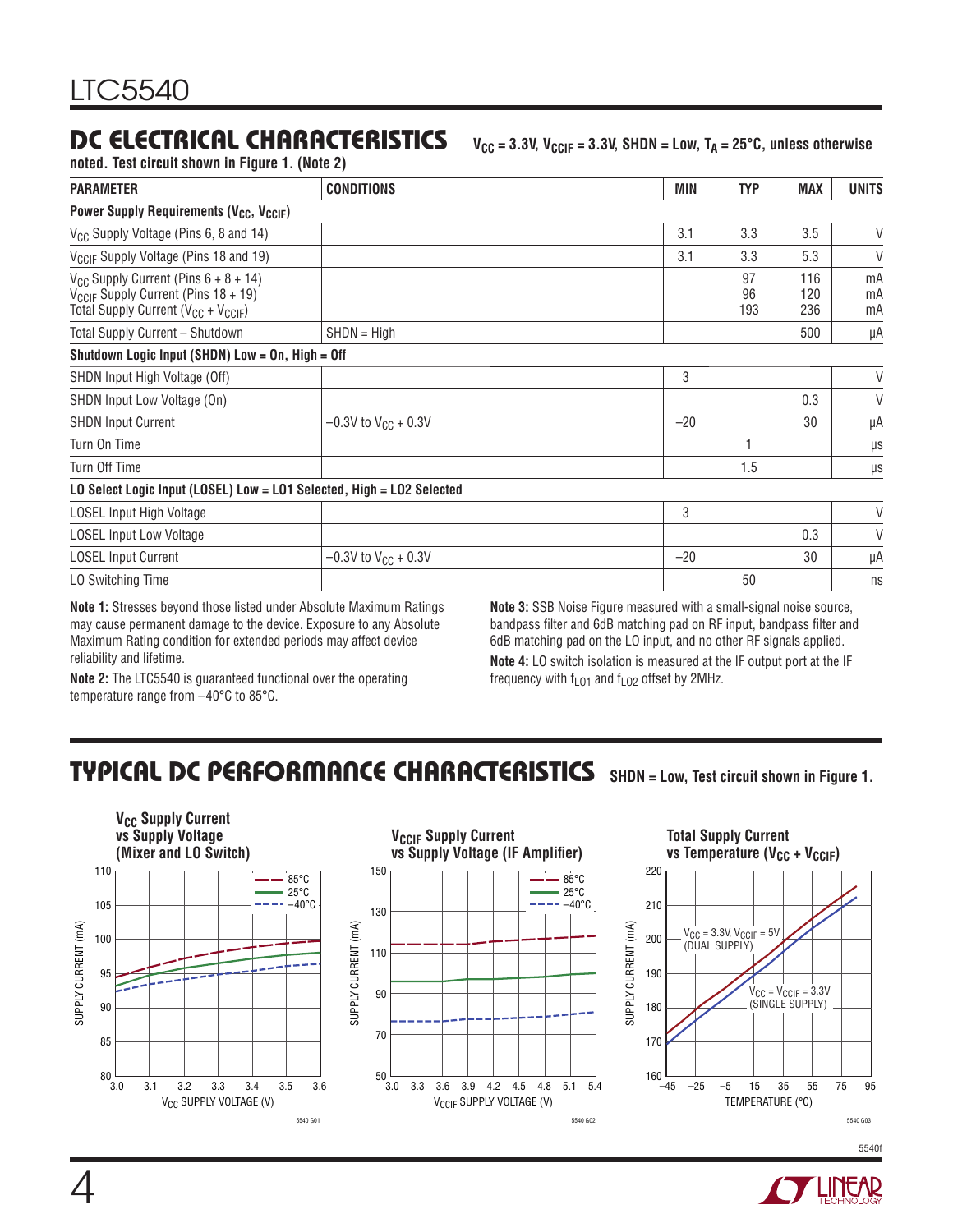## DC ELECTRICAL CHARACTERISTICS

$V_{CC}$ = 3.3V, $V_{CCIF}$ = 3.3V, SHDN = Low, $T_A$ = 25°C, unless otherwise noted. Test circuit shown in Figure 1. (Note 2)

| PARAMETER | CONDITIONS | MIN | TYP | MAX | UNITS |
|---|---|---|---|---|---|
| **Power Supply Requirements ($V_{CC}$, $V_{CCIF}$)** | | | | | |
| $V_{CC}$ Supply Voltage (Pins 6, 8 and 14) | | 3.1 | 3.3 | 3.5 | V |
| $V_{CCIF}$ Supply Voltage (Pins 18 and 19) | | 3.1 | 3.3 | 5.3 | V |
| $V_{CC}$ Supply Current (Pins 6 + 8 + 14)<br>$V_{CCIF}$ Supply Current (Pins 18 + 19)<br>Total Supply Current ($V_{CC}$ + $V_{CCIF}$) | | | 97<br>96<br>193 | 116<br>120<br>236 | mA<br>mA<br>mA |
| Total Supply Current – Shutdown | SHDN = High | | | 500 | µA |
| **Shutdown Logic Input (SHDN) Low = On, High = Off** | | | | | |
| SHDN Input High Voltage (Off) | | 3 | | | V |
| SHDN Input Low Voltage (On) | | | | 0.3 | V |
| SHDN Input Current | –0.3V to $V_{CC}$ + 0.3V | –20 | | 30 | µA |
| Turn On Time | | | 1 | | µs |
| Turn Off Time | | | 1.5 | | µs |
| **LO Select Logic Input (LOSEL) Low = LO1 Selected, High = LO2 Selected** | | | | | |
| LOSEL Input High Voltage | | 3 | | | V |
| LOSEL Input Low Voltage | | | | 0.3 | V |
| LOSEL Input Current | –0.3V to $V_{CC}$ + 0.3V | –20 | | 30 | µA |
| LO Switching Time | | | 50 | | ns |

**Note 1:** Stresses beyond those listed under Absolute Maximum Ratings may cause permanent damage to the device. Exposure to any Absolute Maximum Rating condition for extended periods may affect device reliability and lifetime.

**Note 2:** The LTC5540 is guaranteed functional over the operating temperature range from –40°C to 85°C.

**Note 3:** SSB Noise Figure measured with a small-signal noise source, bandpass filter and 6dB matching pad on RF input, bandpass filter and 6dB matching pad on the LO input, and no other RF signals applied.

**Note 4:** LO switch isolation is measured at the IF output port at the IF frequency with $f_{LO1}$ and $f_{LO2}$ offset by 2MHz.

## TYPICAL DC PERFORMANCE CHARACTERISTICS

SHDN = Low, Test circuit shown in Figure 1.

**$V_{CC}$ Supply Current vs Supply Voltage (Mixer and LO Switch)**

**$V_{CCIF}$ Supply Current vs Supply Voltage (IF Amplifier)**

**Total Supply Current vs Temperature ($V_{CC}$ + $V_{CCIF}$)**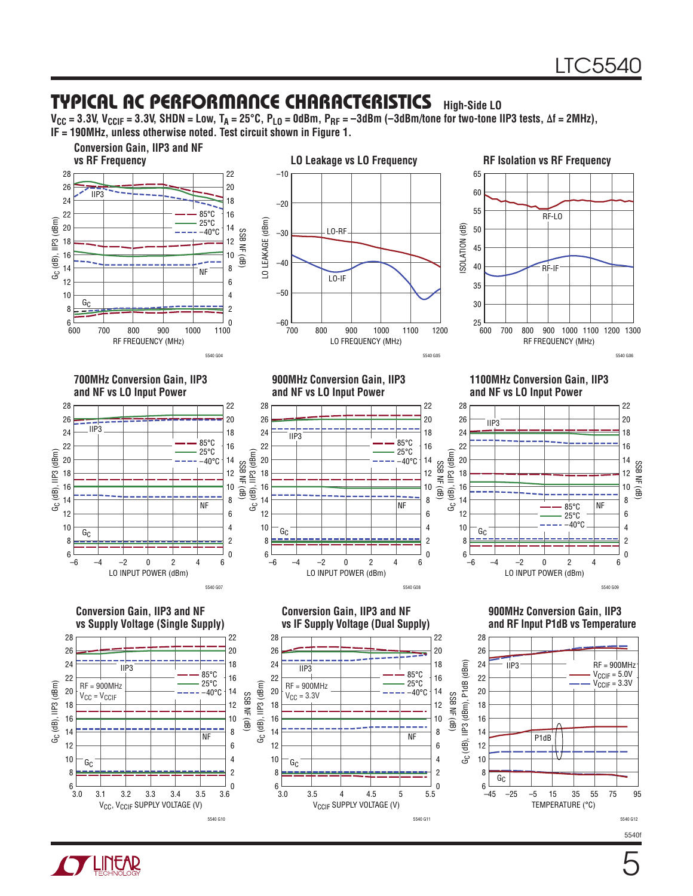## TYPICAL AC PERFORMANCE CHARACTERISTICS High-Side LO

$V_{CC}$ = 3.3V, $V_{CCIF}$ = 3.3V, SHDN = Low, $T_A$ = 25°C, $P_{LO}$ = 0dBm, $P_{RF}$ = –3dBm (–3dBm/tone for two-tone IIP3 tests, Δf = 2MHz), IF = 190MHz, unless otherwise noted. Test circuit shown in Figure 1.

**Conversion Gain, IIP3 and NF vs RF Frequency**

**LO Leakage vs LO Frequency**

**RF Isolation vs RF Frequency**

**700MHz Conversion Gain, IIP3 and NF vs LO Input Power**

**900MHz Conversion Gain, IIP3 and NF vs LO Input Power**

**1100MHz Conversion Gain, IIP3 and NF vs LO Input Power**

**Conversion Gain, IIP3 and NF vs Supply Voltage (Single Supply)**

**Conversion Gain, IIP3 and NF vs IF Supply Voltage (Dual Supply)**

**900MHz Conversion Gain, IIP3 and RF Input P1dB vs Temperature**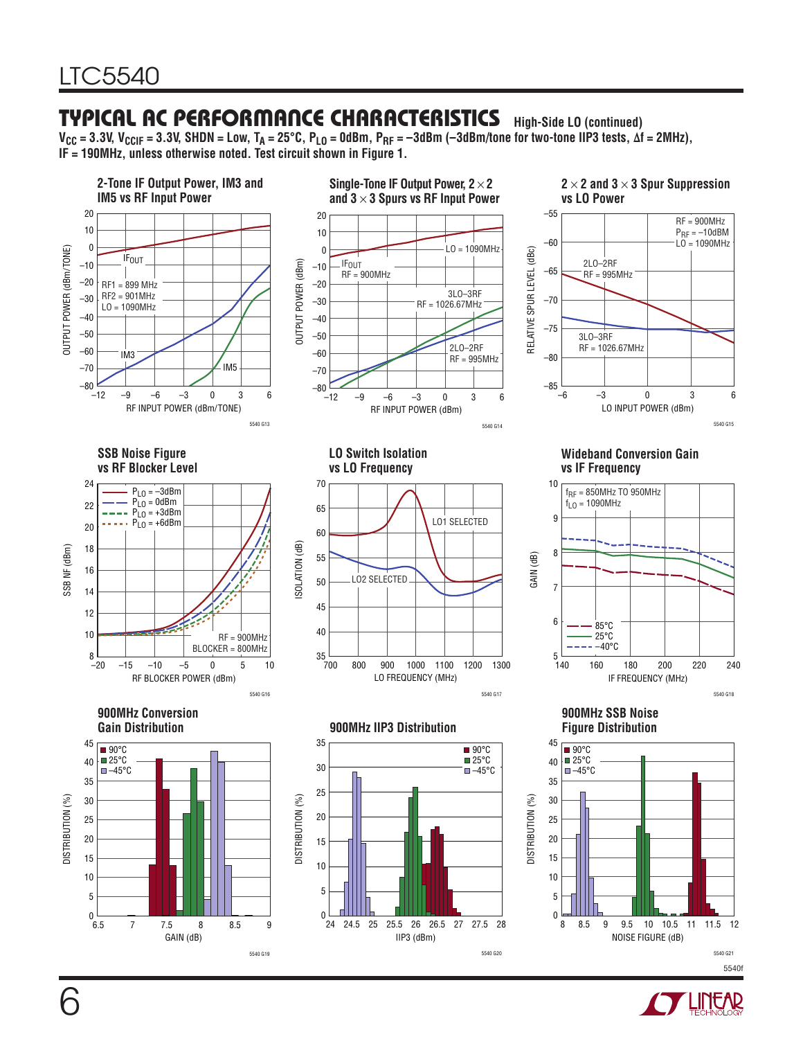## TYPICAL AC PERFORMANCE CHARACTERISTICS High-Side LO (continued)

$V_{CC}$ = 3.3V, $V_{CCIF}$ = 3.3V, SHDN = Low, $T_A$ = 25°C, $P_{LO}$ = 0dBm, $P_{RF}$ = –3dBm (–3dBm/tone for two-tone IIP3 tests, Δf = 2MHz), IF = 190MHz, unless otherwise noted. Test circuit shown in Figure 1.

**2-Tone IF Output Power, IM3 and IM5 vs RF Input Power**

OUTPUT POWER (dBm/TONE) vs RF INPUT POWER (dBm/TONE). Curves: $IF_{OUT}$, IM3, IM5. RF1 = 899 MHz, RF2 = 901MHz, LO = 1090MHz

5540 G13

**Single-Tone IF Output Power, 2 × 2 and 3 × 3 Spurs vs RF Input Power**

OUTPUT POWER (dBm) vs RF INPUT POWER (dBm). Curves: $IF_{OUT}$ RF = 900MHz; 3LO–3RF RF = 1026.67MHz; 2LO–2RF RF = 995MHz. LO = 1090MHz

5540 G14

**2 × 2 and 3 × 3 Spur Suppression vs LO Power**

RELATIVE SPUR LEVEL (dBc) vs LO INPUT POWER (dBm). Curves: 2LO–2RF RF = 995MHz; 3LO–3RF RF = 1026.67MHz. RF = 900MHz, $P_{RF}$ = –10dBM, LO = 1090MHz

5540 G15

**SSB Noise Figure vs RF Blocker Level**

SSB NF (dBm) vs RF BLOCKER POWER (dBm). Curves: $P_{LO}$ = –3dBm, $P_{LO}$ = 0dBm, $P_{LO}$ = +3dBm, $P_{LO}$ = +6dBm. RF = 900MHz, BLOCKER = 800MHz

5540 G16

**LO Switch Isolation vs LO Frequency**

ISOLATION (dB) vs LO FREQUENCY (MHz). Curves: LO1 SELECTED, LO2 SELECTED

5540 G17

**Wideband Conversion Gain vs IF Frequency**

GAIN (dB) vs IF FREQUENCY (MHz). Curves: 85°C, 25°C, –40°C. $f_{RF}$ = 850MHz TO 950MHz, $f_{LO}$ = 1090MHz

5540 G18

**900MHz Conversion Gain Distribution**

DISTRIBUTION (%) vs GAIN (dB). 90°C, 25°C, –45°C

5540 G19

**900MHz IIP3 Distribution**

DISTRIBUTION (%) vs IIP3 (dBm). 90°C, 25°C, –45°C

5540 G20

**900MHz SSB Noise Figure Distribution**

DISTRIBUTION (%) vs NOISE FIGURE (dB). 90°C, 25°C, –45°C

5540 G21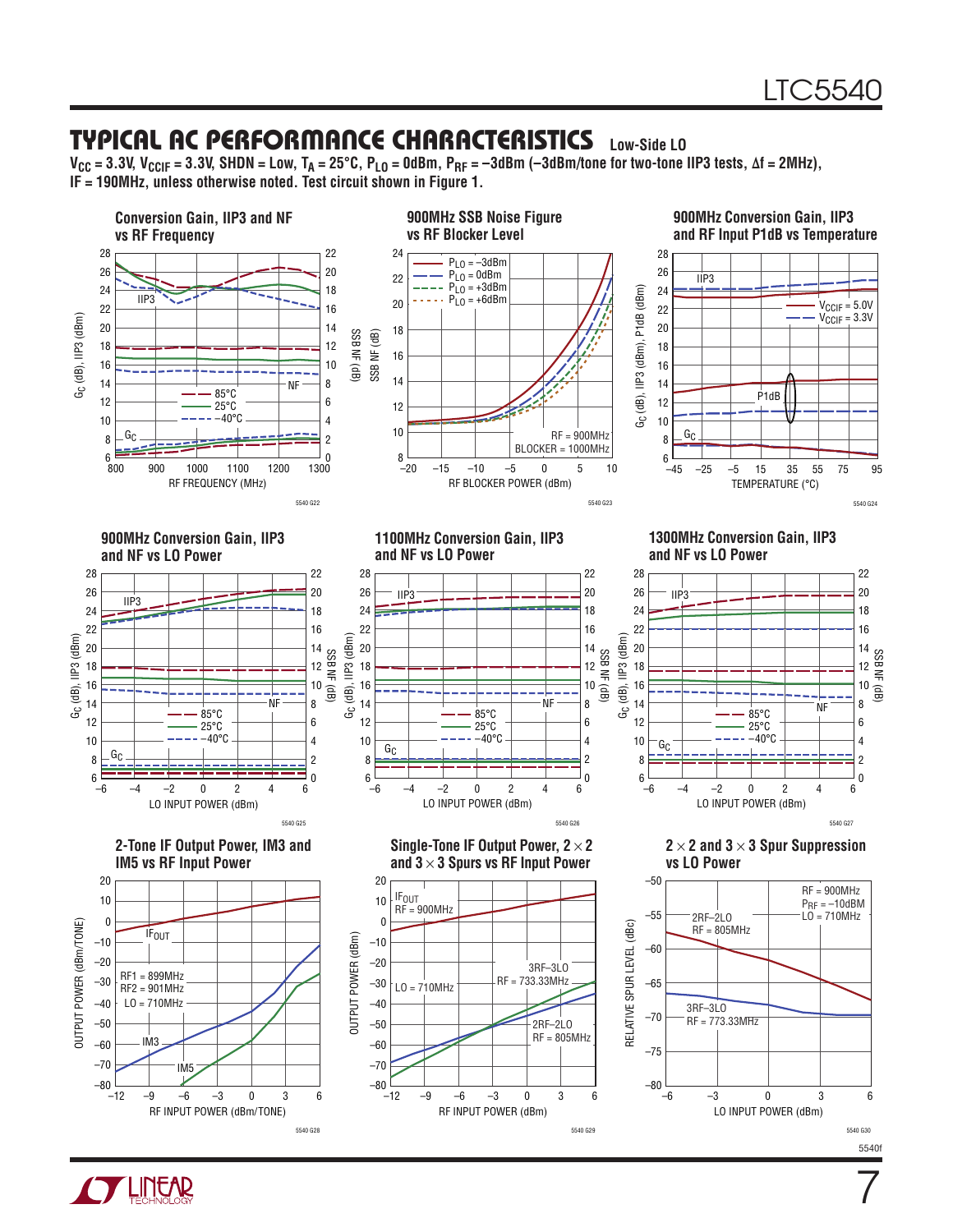## TYPICAL AC PERFORMANCE CHARACTERISTICS Low-Side LO

**$V_{CC}$ = 3.3V, $V_{CCIF}$ = 3.3V, SHDN = Low, $T_A$ = 25°C, $P_{LO}$ = 0dBm, $P_{RF}$ = –3dBm (–3dBm/tone for two-tone IIP3 tests, Δf = 2MHz), IF = 190MHz, unless otherwise noted. Test circuit shown in Figure 1.**

**Conversion Gain, IIP3 and NF vs RF Frequency**

5540 G22

**900MHz SSB Noise Figure vs RF Blocker Level**

5540 G23

**900MHz Conversion Gain, IIP3 and RF Input P1dB vs Temperature**

5540 G24

**900MHz Conversion Gain, IIP3 and NF vs LO Power**

5540 G25

**1100MHz Conversion Gain, IIP3 and NF vs LO Power**

5540 G26

**1300MHz Conversion Gain, IIP3 and NF vs LO Power**

5540 G27

**2-Tone IF Output Power, IM3 and IM5 vs RF Input Power**

5540 G28

**Single-Tone IF Output Power, 2 × 2 and 3 × 3 Spurs vs RF Input Power**

5540 G29

**2 × 2 and 3 × 3 Spur Suppression vs LO Power**

5540 G30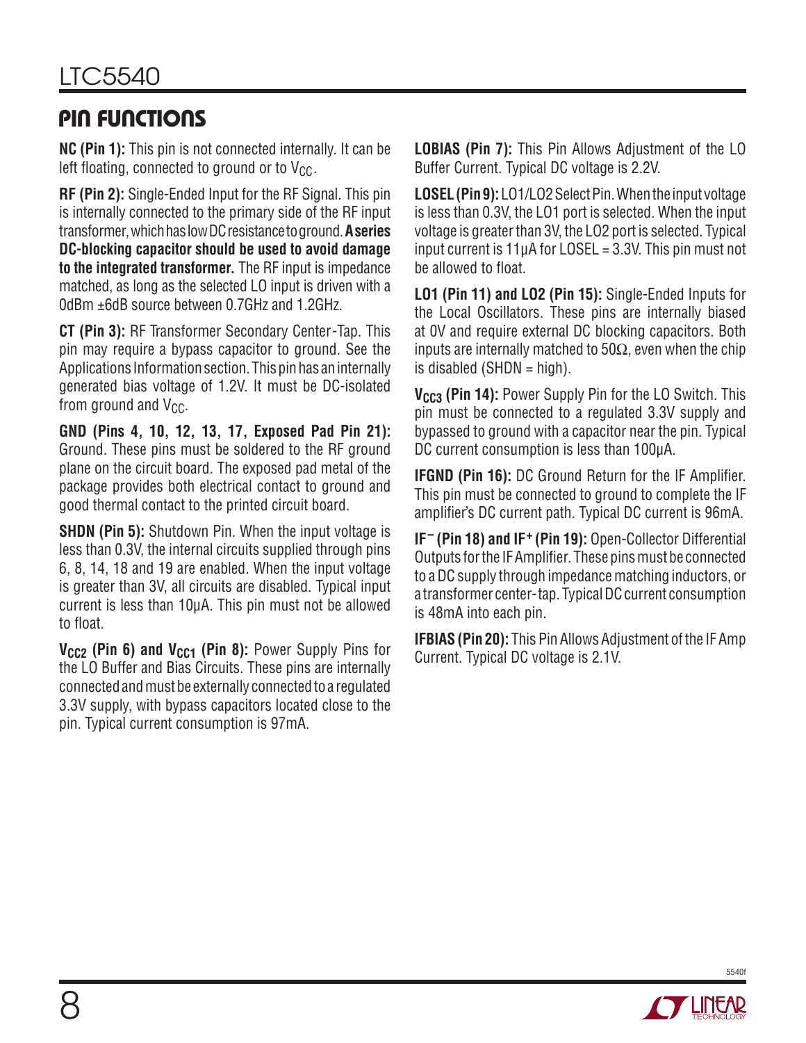## PIN FUNCTIONS

**NC (Pin 1):** This pin is not connected internally. It can be left floating, connected to ground or to $V_{CC}$.

**RF (Pin 2):** Single-Ended Input for the RF Signal. This pin is internally connected to the primary side of the RF input transformer, which has low DC resistance to ground. **A series DC-blocking capacitor should be used to avoid damage to the integrated transformer.** The RF input is impedance matched, as long as the selected LO input is driven with a 0dBm ±6dB source between 0.7GHz and 1.2GHz.

**CT (Pin 3):** RF Transformer Secondary Center-Tap. This pin may require a bypass capacitor to ground. See the Applications Information section. This pin has an internally generated bias voltage of 1.2V. It must be DC-isolated from ground and $V_{CC}$.

**GND (Pins 4, 10, 12, 13, 17, Exposed Pad Pin 21):** Ground. These pins must be soldered to the RF ground plane on the circuit board. The exposed pad metal of the package provides both electrical contact to ground and good thermal contact to the printed circuit board.

**SHDN (Pin 5):** Shutdown Pin. When the input voltage is less than 0.3V, the internal circuits supplied through pins 6, 8, 14, 18 and 19 are enabled. When the input voltage is greater than 3V, all circuits are disabled. Typical input current is less than 10μA. This pin must not be allowed to float.

**$V_{CC2}$ (Pin 6) and $V_{CC1}$ (Pin 8):** Power Supply Pins for the LO Buffer and Bias Circuits. These pins are internally connected and must be externally connected to a regulated 3.3V supply, with bypass capacitors located close to the pin. Typical current consumption is 97mA.

**LOBIAS (Pin 7):** This Pin Allows Adjustment of the LO Buffer Current. Typical DC voltage is 2.2V.

**LOSEL (Pin 9):** LO1/LO2 Select Pin. When the input voltage is less than 0.3V, the LO1 port is selected. When the input voltage is greater than 3V, the LO2 port is selected. Typical input current is 11μA for LOSEL = 3.3V. This pin must not be allowed to float.

**LO1 (Pin 11) and LO2 (Pin 15):** Single-Ended Inputs for the Local Oscillators. These pins are internally biased at 0V and require external DC blocking capacitors. Both inputs are internally matched to 50Ω, even when the chip is disabled (SHDN = high).

**$V_{CC3}$ (Pin 14):** Power Supply Pin for the LO Switch. This pin must be connected to a regulated 3.3V supply and bypassed to ground with a capacitor near the pin. Typical DC current consumption is less than 100μA.

**IFGND (Pin 16):** DC Ground Return for the IF Amplifier. This pin must be connected to ground to complete the IF amplifier's DC current path. Typical DC current is 96mA.

**$IF^-$ (Pin 18) and $IF^+$ (Pin 19):** Open-Collector Differential Outputs for the IF Amplifier. These pins must be connected to a DC supply through impedance matching inductors, or a transformer center-tap. Typical DC current consumption is 48mA into each pin.

**IFBIAS (Pin 20):** This Pin Allows Adjustment of the IF Amp Current. Typical DC voltage is 2.1V.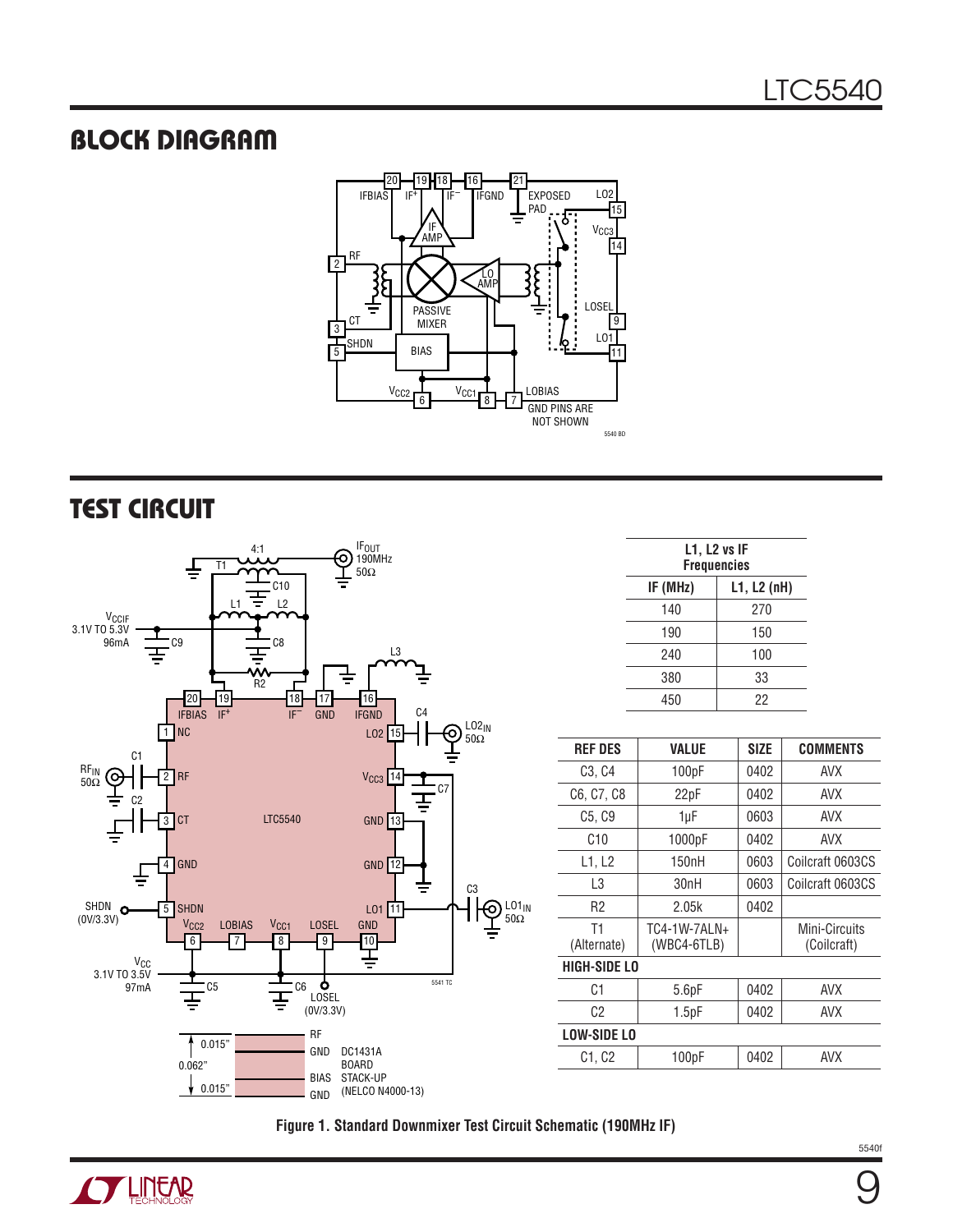## BLOCK DIAGRAM

## TEST CIRCUIT

| L1, L2 vs IF Frequencies | |
|---|---|
| **IF (MHz)** | **L1, L2 (nH)** |
| 140 | 270 |
| 190 | 150 |
| 240 | 100 |
| 380 | 33 |
| 450 | 22 |

| REF DES | VALUE | SIZE | COMMENTS |
|---|---|---|---|
| C3, C4 | 100pF | 0402 | AVX |
| C6, C7, C8 | 22pF | 0402 | AVX |
| C5, C9 | 1µF | 0603 | AVX |
| C10 | 1000pF | 0402 | AVX |
| L1, L2 | 150nH | 0603 | Coilcraft 0603CS |
| L3 | 30nH | 0603 | Coilcraft 0603CS |
| R2 | 2.05k | 0402 | |
| T1 (Alternate) | TC4-1W-7ALN+ (WBC4-6TLB) | | Mini-Circuits (Coilcraft) |
| **HIGH-SIDE LO** | | | |
| C1 | 5.6pF | 0402 | AVX |
| C2 | 1.5pF | 0402 | AVX |
| **LOW-SIDE LO** | | | |
| C1, C2 | 100pF | 0402 | AVX |

**Figure 1. Standard Downmixer Test Circuit Schematic (190MHz IF)**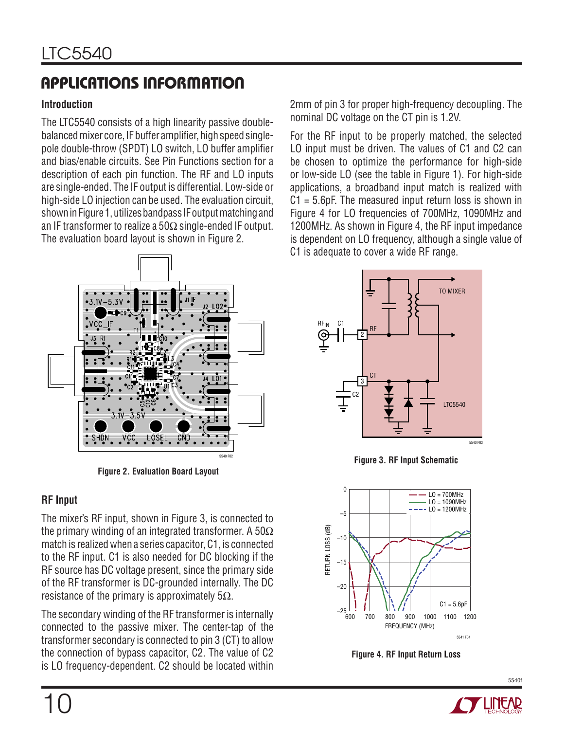## APPLICATIONS INFORMATION

### Introduction

The LTC5540 consists of a high linearity passive double-balanced mixer core, IF buffer amplifier, high speed single-pole double-throw (SPDT) LO switch, LO buffer amplifier and bias/enable circuits. See Pin Functions section for a description of each pin function. The RF and LO inputs are single-ended. The IF output is differential. Low-side or high-side LO injection can be used. The evaluation circuit, shown in Figure 1, utilizes bandpass IF output matching and an IF transformer to realize a 50Ω single-ended IF output. The evaluation board layout is shown in Figure 2.

**Figure 2. Evaluation Board Layout**

### RF Input

The mixer's RF input, shown in Figure 3, is connected to the primary winding of an integrated transformer. A 50Ω match is realized when a series capacitor, C1, is connected to the RF input. C1 is also needed for DC blocking if the RF source has DC voltage present, since the primary side of the RF transformer is DC-grounded internally. The DC resistance of the primary is approximately 5Ω.

The secondary winding of the RF transformer is internally connected to the passive mixer. The center-tap of the transformer secondary is connected to pin 3 (CT) to allow the connection of bypass capacitor, C2. The value of C2 is LO frequency-dependent. C2 should be located within 2mm of pin 3 for proper high-frequency decoupling. The nominal DC voltage on the CT pin is 1.2V.

For the RF input to be properly matched, the selected LO input must be driven. The values of C1 and C2 can be chosen to optimize the performance for high-side or low-side LO (see the table in Figure 1). For high-side applications, a broadband input match is realized with C1 = 5.6pF. The measured input return loss is shown in Figure 4 for LO frequencies of 700MHz, 1090MHz and 1200MHz. As shown in Figure 4, the RF input impedance is dependent on LO frequency, although a single value of C1 is adequate to cover a wide RF range.

**Figure 3. RF Input Schematic**

**Figure 4. RF Input Return Loss**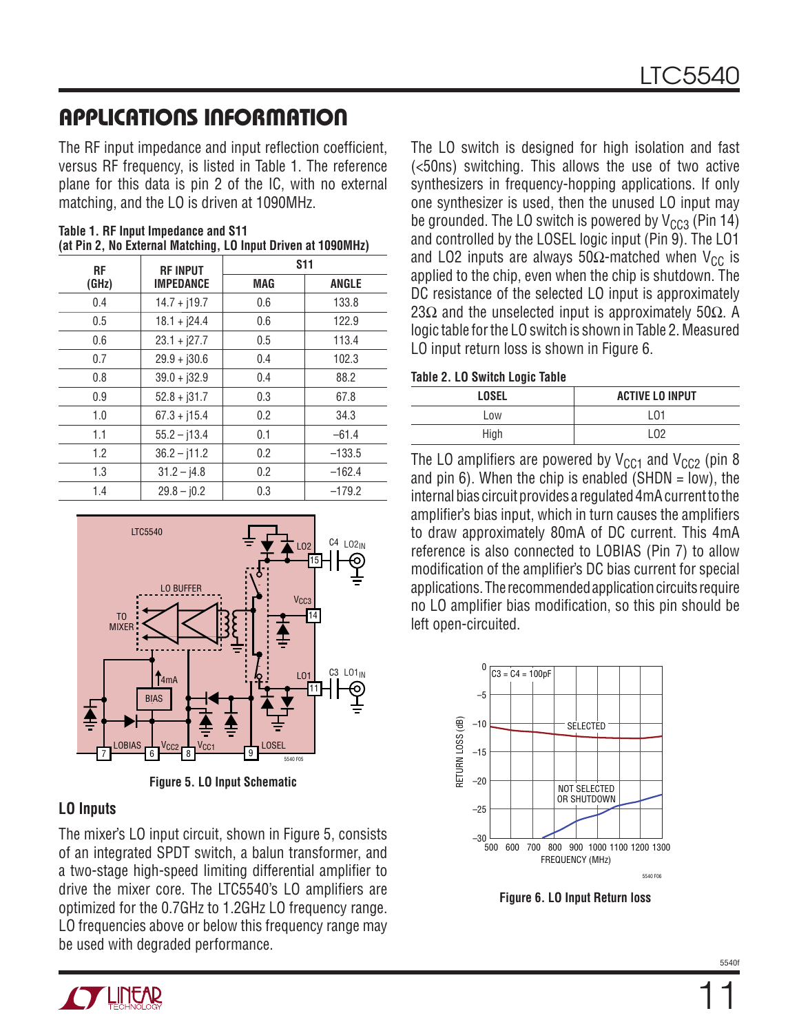## APPLICATIONS INFORMATION

The RF input impedance and input reflection coefficient, versus RF frequency, is listed in Table 1. The reference plane for this data is pin 2 of the IC, with no external matching, and the LO is driven at 1090MHz.

**Table 1. RF Input Impedance and S11 (at Pin 2, No External Matching, LO Input Driven at 1090MHz)**

| RF (GHz) | RF INPUT IMPEDANCE | S11 | |
|---|---|---|---|
| | | MAG | ANGLE |
| 0.4 | 14.7 + j19.7 | 0.6 | 133.8 |
| 0.5 | 18.1 + j24.4 | 0.6 | 122.9 |
| 0.6 | 23.1 + j27.7 | 0.5 | 113.4 |
| 0.7 | 29.9 + j30.6 | 0.4 | 102.3 |
| 0.8 | 39.0 + j32.9 | 0.4 | 88.2 |
| 0.9 | 52.8 + j31.7 | 0.3 | 67.8 |
| 1.0 | 67.3 + j15.4 | 0.2 | 34.3 |
| 1.1 | 55.2 – j13.4 | 0.1 | –61.4 |
| 1.2 | 36.2 – j11.2 | 0.2 | –133.5 |
| 1.3 | 31.2 – j4.8 | 0.2 | –162.4 |
| 1.4 | 29.8 – j0.2 | 0.3 | –179.2 |

Figure 5. LO Input Schematic

### LO Inputs

The mixer's LO input circuit, shown in Figure 5, consists of an integrated SPDT switch, a balun transformer, and a two-stage high-speed limiting differential amplifier to drive the mixer core. The LTC5540's LO amplifiers are optimized for the 0.7GHz to 1.2GHz LO frequency range. LO frequencies above or below this frequency range may be used with degraded performance.

The LO switch is designed for high isolation and fast (<50ns) switching. This allows the use of two active synthesizers in frequency-hopping applications. If only one synthesizer is used, then the unused LO input may be grounded. The LO switch is powered by $V_{CC3}$ (Pin 14) and controlled by the LOSEL logic input (Pin 9). The LO1 and LO2 inputs are always 50Ω-matched when $V_{CC}$ is applied to the chip, even when the chip is shutdown. The DC resistance of the selected LO input is approximately 23Ω and the unselected input is approximately 50Ω. A logic table for the LO switch is shown in Table 2. Measured LO input return loss is shown in Figure 6.

**Table 2. LO Switch Logic Table**

| LOSEL | ACTIVE LO INPUT |
|---|---|
| Low | LO1 |
| High | LO2 |

The LO amplifiers are powered by $V_{CC1}$ and $V_{CC2}$ (pin 8 and pin 6). When the chip is enabled (SHDN = low), the internal bias circuit provides a regulated 4mA current to the amplifier's bias input, which in turn causes the amplifiers to draw approximately 80mA of DC current. This 4mA reference is also connected to LOBIAS (Pin 7) to allow modification of the amplifier's DC bias current for special applications. The recommended application circuits require no LO amplifier bias modification, so this pin should be left open-circuited.

Figure 6. LO Input Return loss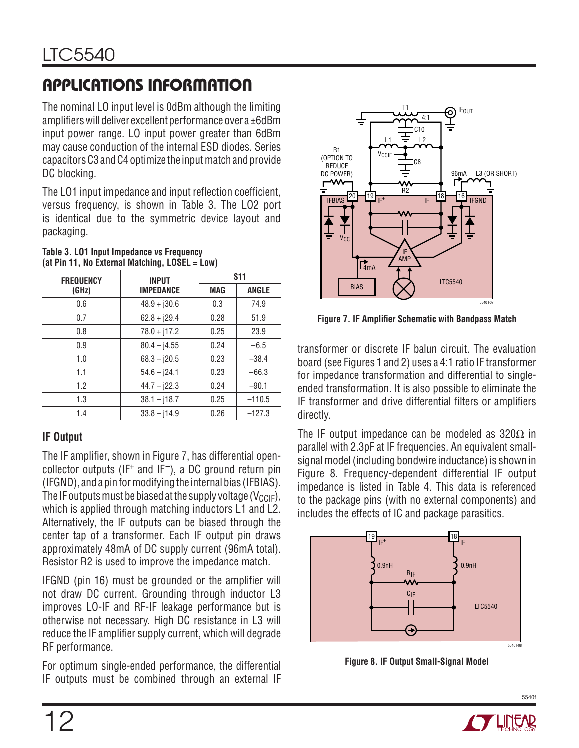## APPLICATIONS INFORMATION

The nominal LO input level is 0dBm although the limiting amplifiers will deliver excellent performance over a ±6dBm input power range. LO input power greater than 6dBm may cause conduction of the internal ESD diodes. Series capacitors C3 and C4 optimize the input match and provide DC blocking.

The LO1 input impedance and input reflection coefficient, versus frequency, is shown in Table 3. The LO2 port is identical due to the symmetric device layout and packaging.

**Table 3. LO1 Input Impedance vs Frequency (at Pin 11, No External Matching, LOSEL = Low)**

| FREQUENCY (GHz) | INPUT IMPEDANCE | S11 | |
|---|---|---|---|
| | | MAG | ANGLE |
| 0.6 | 48.9 + j30.6 | 0.3 | 74.9 |
| 0.7 | 62.8 + j29.4 | 0.28 | 51.9 |
| 0.8 | 78.0 + j17.2 | 0.25 | 23.9 |
| 0.9 | 80.4 – j4.55 | 0.24 | –6.5 |
| 1.0 | 68.3 – j20.5 | 0.23 | –38.4 |
| 1.1 | 54.6 – j24.1 | 0.23 | –66.3 |
| 1.2 | 44.7 – j22.3 | 0.24 | –90.1 |
| 1.3 | 38.1 – j18.7 | 0.25 | –110.5 |
| 1.4 | 33.8 – j14.9 | 0.26 | –127.3 |

### IF Output

The IF amplifier, shown in Figure 7, has differential open-collector outputs ($IF^+$ and $IF^-$), a DC ground return pin (IFGND), and a pin for modifying the internal bias (IFBIAS). The IF outputs must be biased at the supply voltage ($V_{CCIF}$), which is applied through matching inductors L1 and L2. Alternatively, the IF outputs can be biased through the center tap of a transformer. Each IF output pin draws approximately 48mA of DC supply current (96mA total). Resistor R2 is used to improve the impedance match.

IFGND (pin 16) must be grounded or the amplifier will not draw DC current. Grounding through inductor L3 improves LO-IF and RF-IF leakage performance but is otherwise not necessary. High DC resistance in L3 will reduce the IF amplifier supply current, which will degrade RF performance.

For optimum single-ended performance, the differential IF outputs must be combined through an external IF transformer or discrete IF balun circuit. The evaluation board (see Figures 1 and 2) uses a 4:1 ratio IF transformer for impedance transformation and differential to single-ended transformation. It is also possible to eliminate the IF transformer and drive differential filters or amplifiers directly.

**Figure 7. IF Amplifier Schematic with Bandpass Match**

The IF output impedance can be modeled as 320Ω in parallel with 2.3pF at IF frequencies. An equivalent small-signal model (including bondwire inductance) is shown in Figure 8. Frequency-dependent differential IF output impedance is listed in Table 4. This data is referenced to the package pins (with no external components) and includes the effects of IC and package parasitics.

**Figure 8. IF Output Small-Signal Model**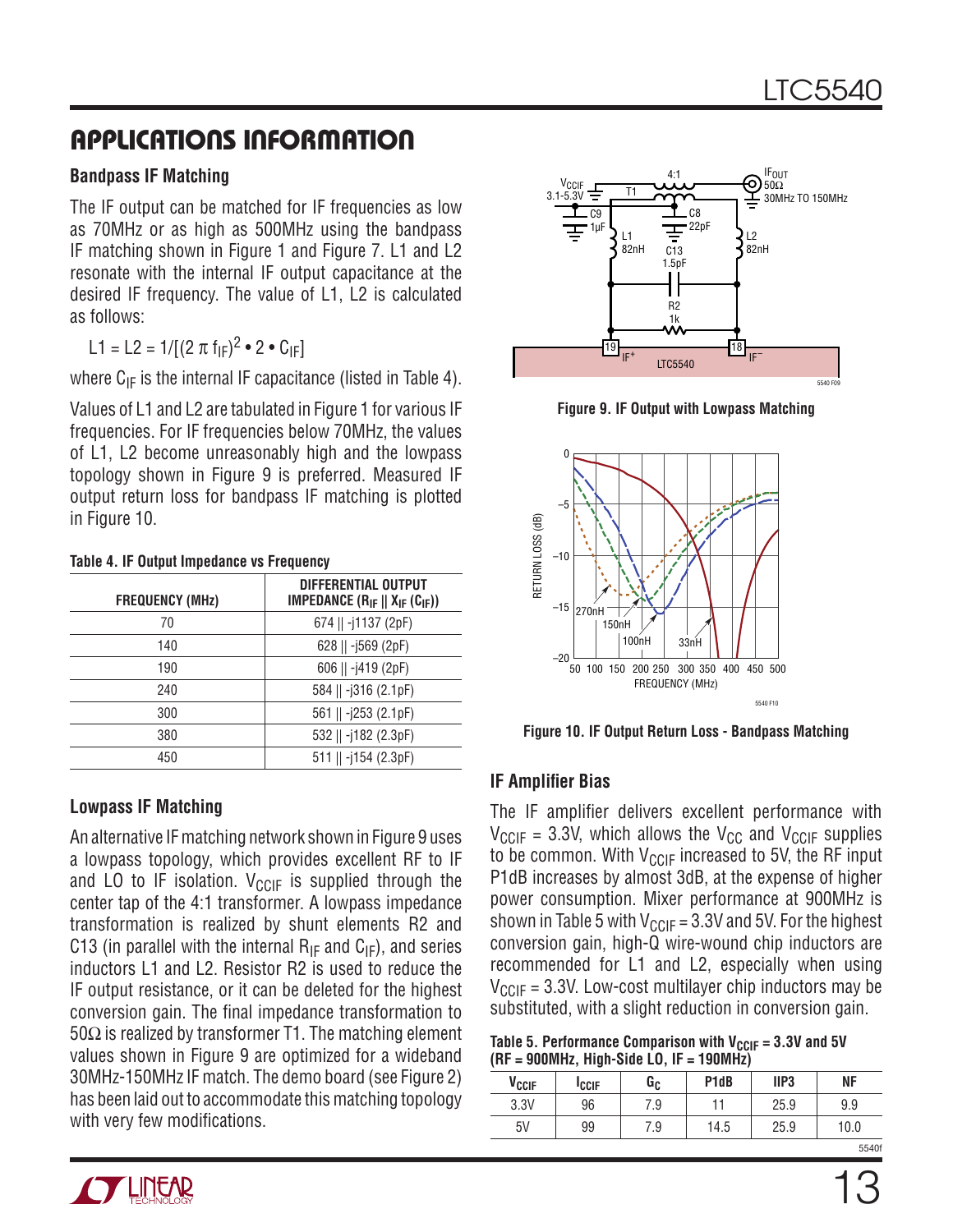## APPLICATIONS INFORMATION

### Bandpass IF Matching

The IF output can be matched for IF frequencies as low as 70MHz or as high as 500MHz using the bandpass IF matching shown in Figure 1 and Figure 7. L1 and L2 resonate with the internal IF output capacitance at the desired IF frequency. The value of L1, L2 is calculated as follows:

$$L1 = L2 = 1/[(2 \pi f_{IF})^2 \bullet 2 \bullet C_{IF}]$$

where $C_{IF}$ is the internal IF capacitance (listed in Table 4).

Values of L1 and L2 are tabulated in Figure 1 for various IF frequencies. For IF frequencies below 70MHz, the values of L1, L2 become unreasonably high and the lowpass topology shown in Figure 9 is preferred. Measured IF output return loss for bandpass IF matching is plotted in Figure 10.

**Table 4. IF Output Impedance vs Frequency**

| FREQUENCY (MHz) | DIFFERENTIAL OUTPUT IMPEDANCE ($R_{IF}$ \|\| $X_{IF}$ ($C_{IF}$)) |
|---|---|
| 70 | 674 \|\| -j1137 (2pF) |
| 140 | 628 \|\| -j569 (2pF) |
| 190 | 606 \|\| -j419 (2pF) |
| 240 | 584 \|\| -j316 (2.1pF) |
| 300 | 561 \|\| -j253 (2.1pF) |
| 380 | 532 \|\| -j182 (2.3pF) |
| 450 | 511 \|\| -j154 (2.3pF) |

### Lowpass IF Matching

An alternative IF matching network shown in Figure 9 uses a lowpass topology, which provides excellent RF to IF and LO to IF isolation. $V_{CCIF}$ is supplied through the center tap of the 4:1 transformer. A lowpass impedance transformation is realized by shunt elements R2 and C13 (in parallel with the internal $R_{IF}$ and $C_{IF}$), and series inductors L1 and L2. Resistor R2 is used to reduce the IF output resistance, or it can be deleted for the highest conversion gain. The final impedance transformation to 50Ω is realized by transformer T1. The matching element values shown in Figure 9 are optimized for a wideband 30MHz-150MHz IF match. The demo board (see Figure 2) has been laid out to accommodate this matching topology with very few modifications.

Figure 9. IF Output with Lowpass Matching

Figure 10. IF Output Return Loss - Bandpass Matching

### IF Amplifier Bias

The IF amplifier delivers excellent performance with $V_{CCIF}$ = 3.3V, which allows the $V_{CC}$ and $V_{CCIF}$ supplies to be common. With $V_{CCIF}$ increased to 5V, the RF input P1dB increases by almost 3dB, at the expense of higher power consumption. Mixer performance at 900MHz is shown in Table 5 with $V_{CCIF}$ = 3.3V and 5V. For the highest conversion gain, high-Q wire-wound chip inductors are recommended for L1 and L2, especially when using $V_{CCIF}$ = 3.3V. Low-cost multilayer chip inductors may be substituted, with a slight reduction in conversion gain.

**Table 5. Performance Comparison with $V_{CCIF}$ = 3.3V and 5V (RF = 900MHz, High-Side LO, IF = 190MHz)**

| $V_{CCIF}$ | $I_{CCIF}$ | $G_C$ | P1dB | IIP3 | NF |
|---|---|---|---|---|---|
| 3.3V | 96 | 7.9 | 11 | 25.9 | 9.9 |
| 5V | 99 | 7.9 | 14.5 | 25.9 | 10.0 |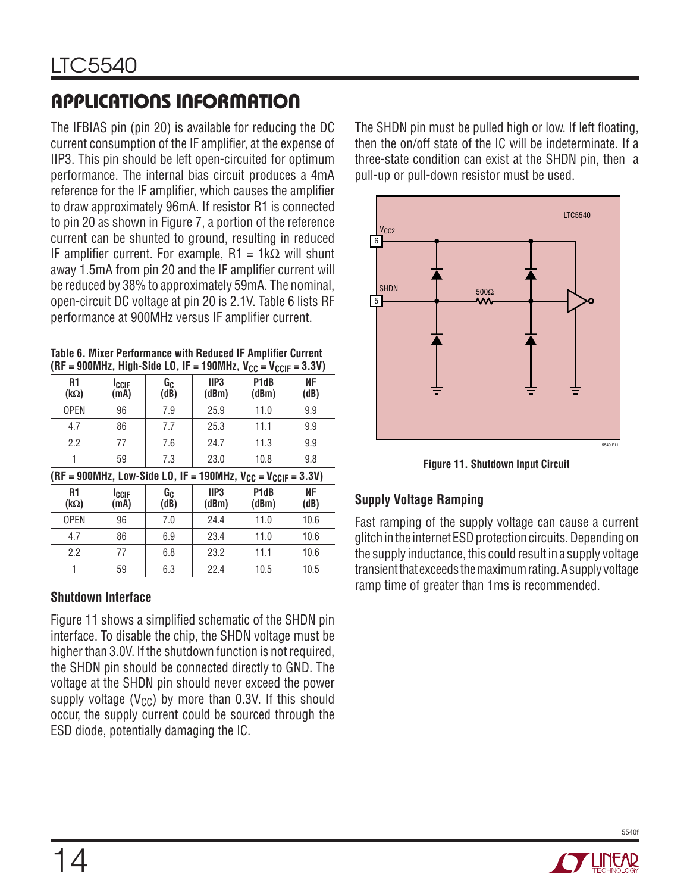## APPLICATIONS INFORMATION

The IFBIAS pin (pin 20) is available for reducing the DC current consumption of the IF amplifier, at the expense of IIP3. This pin should be left open-circuited for optimum performance. The internal bias circuit produces a 4mA reference for the IF amplifier, which causes the amplifier to draw approximately 96mA. If resistor R1 is connected to pin 20 as shown in Figure 7, a portion of the reference current can be shunted to ground, resulting in reduced IF amplifier current. For example, R1 = 1kΩ will shunt away 1.5mA from pin 20 and the IF amplifier current will be reduced by 38% to approximately 59mA. The nominal, open-circuit DC voltage at pin 20 is 2.1V. Table 6 lists RF performance at 900MHz versus IF amplifier current.

**Table 6. Mixer Performance with Reduced IF Amplifier Current (RF = 900MHz, High-Side LO, IF = 190MHz, $V_{CC} = V_{CCIF} = 3.3V$)**

| R1 (kΩ) | $I_{CCIF}$ (mA) | $G_C$ (dB) | IIP3 (dBm) | P1dB (dBm) | NF (dB) |
|---|---|---|---|---|---|
| OPEN | 96 | 7.9 | 25.9 | 11.0 | 9.9 |
| 4.7 | 86 | 7.7 | 25.3 | 11.1 | 9.9 |
| 2.2 | 77 | 7.6 | 24.7 | 11.3 | 9.9 |
| 1 | 59 | 7.3 | 23.0 | 10.8 | 9.8 |

**(RF = 900MHz, Low-Side LO, IF = 190MHz, $V_{CC} = V_{CCIF} = 3.3V$)**

| R1 (kΩ) | $I_{CCIF}$ (mA) | $G_C$ (dB) | IIP3 (dBm) | P1dB (dBm) | NF (dB) |
|---|---|---|---|---|---|
| OPEN | 96 | 7.0 | 24.4 | 11.0 | 10.6 |
| 4.7 | 86 | 6.9 | 23.4 | 11.0 | 10.6 |
| 2.2 | 77 | 6.8 | 23.2 | 11.1 | 10.6 |
| 1 | 59 | 6.3 | 22.4 | 10.5 | 10.5 |

### Shutdown Interface

Figure 11 shows a simplified schematic of the SHDN pin interface. To disable the chip, the SHDN voltage must be higher than 3.0V. If the shutdown function is not required, the SHDN pin should be connected directly to GND. The voltage at the SHDN pin should never exceed the power supply voltage ($V_{CC}$) by more than 0.3V. If this should occur, the supply current could be sourced through the ESD diode, potentially damaging the IC.

The SHDN pin must be pulled high or low. If left floating, then the on/off state of the IC will be indeterminate. If a three-state condition can exist at the SHDN pin, then a pull-up or pull-down resistor must be used.

**Figure 11. Shutdown Input Circuit**

### Supply Voltage Ramping

Fast ramping of the supply voltage can cause a current glitch in the internet ESD protection circuits. Depending on the supply inductance, this could result in a supply voltage transient that exceeds the maximum rating. A supply voltage ramp time of greater than 1ms is recommended.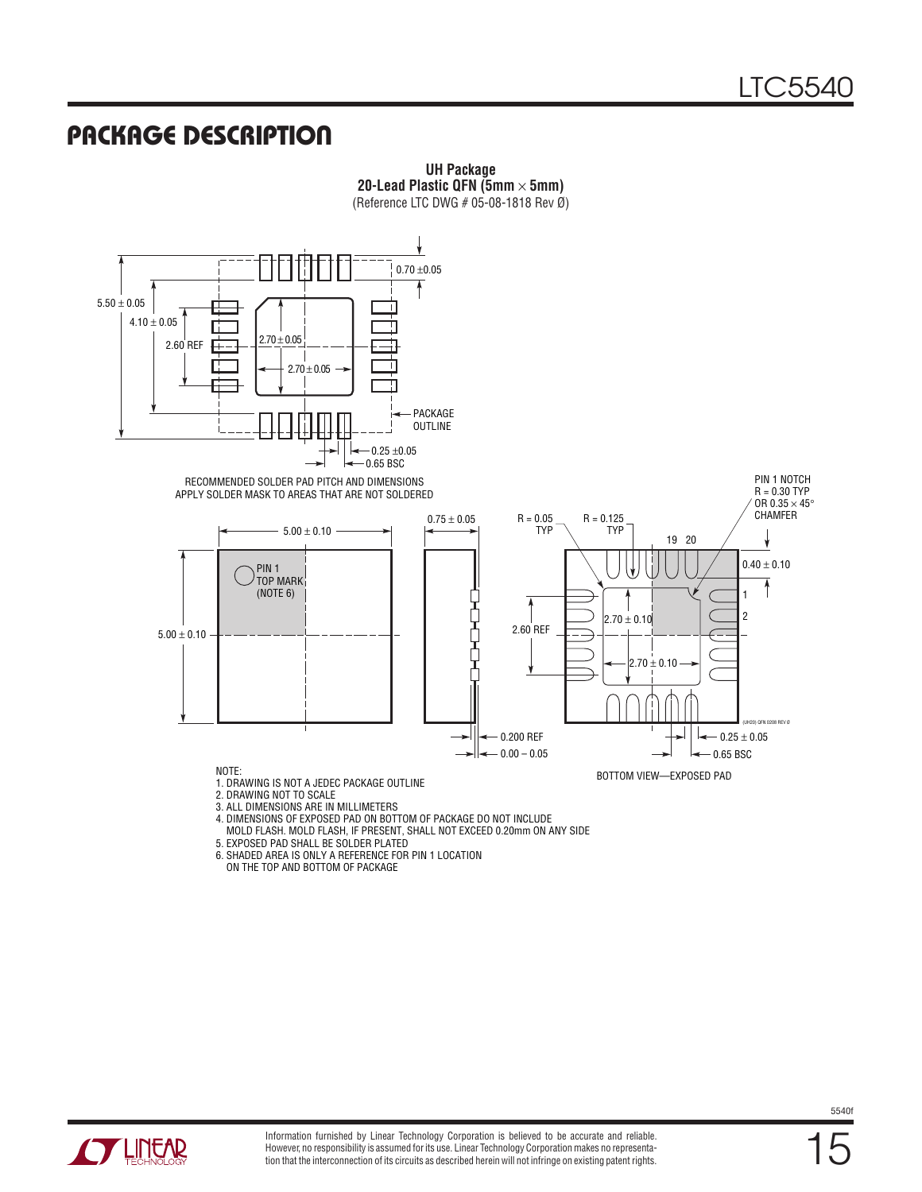## PACKAGE DESCRIPTION

**UH Package**
**20-Lead Plastic QFN (5mm × 5mm)**
(Reference LTC DWG # 05-08-1818 Rev Ø)

5.50 ± 0.05
4.10 ± 0.05
2.60 REF
2.70 ± 0.05
2.70 ± 0.05
0.70 ±0.05
PACKAGE OUTLINE
0.25 ±0.05
0.65 BSC

RECOMMENDED SOLDER PAD PITCH AND DIMENSIONS
APPLY SOLDER MASK TO AREAS THAT ARE NOT SOLDERED

5.00 ± 0.10
5.00 ± 0.10
PIN 1 TOP MARK (NOTE 6)
0.75 ± 0.05
0.200 REF
0.00 – 0.05
R = 0.05 TYP
R = 0.125 TYP
PIN 1 NOTCH R = 0.30 TYP OR 0.35 × 45° CHAMFER
19 20
1
2
0.40 ± 0.10
2.60 REF
2.70 ± 0.10
2.70 ± 0.10
0.25 ± 0.05
0.65 BSC
(UH20) QFN 0208 REV Ø

BOTTOM VIEW—EXPOSED PAD

NOTE:
1. DRAWING IS NOT A JEDEC PACKAGE OUTLINE
2. DRAWING NOT TO SCALE
3. ALL DIMENSIONS ARE IN MILLIMETERS
4. DIMENSIONS OF EXPOSED PAD ON BOTTOM OF PACKAGE DO NOT INCLUDE MOLD FLASH. MOLD FLASH, IF PRESENT, SHALL NOT EXCEED 0.20mm ON ANY SIDE
5. EXPOSED PAD SHALL BE SOLDER PLATED
6. SHADED AREA IS ONLY A REFERENCE FOR PIN 1 LOCATION ON THE TOP AND BOTTOM OF PACKAGE

Information furnished by Linear Technology Corporation is believed to be accurate and reliable. However, no responsibility is assumed for its use. Linear Technology Corporation makes no representation that the interconnection of its circuits as described herein will not infringe on existing patent rights.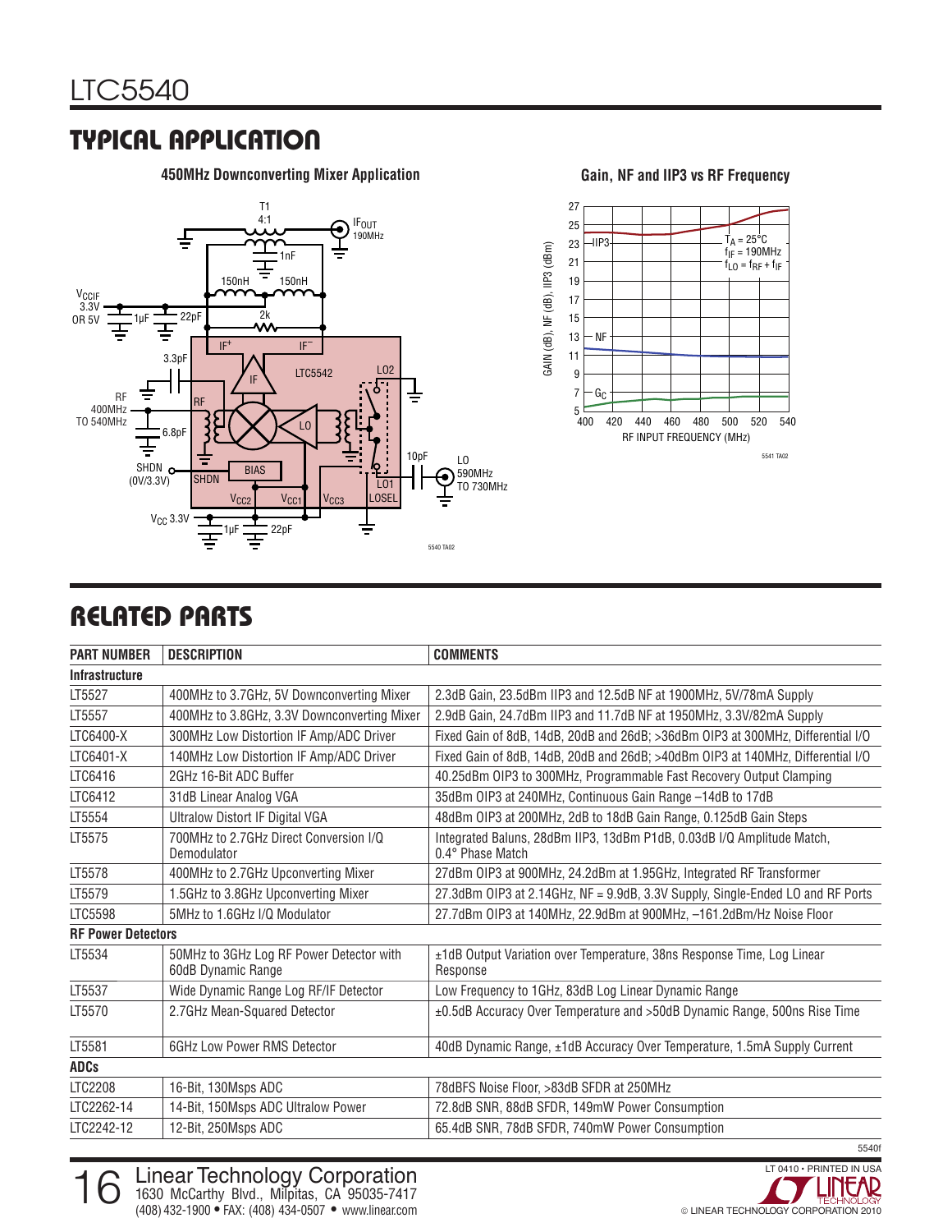## TYPICAL APPLICATION

**450MHz Downconverting Mixer Application**

T1
4:1
$IF_{OUT}$
190MHz
1nF
150nH
150nH
$V_{CCIF}$
3.3V
OR 5V
1µF
22pF
2k
$IF^+$
$IF^-$
3.3pF
LTC5542
LO2
IF
RF
RF
400MHz
TO 540MHz
LO
6.8pF
SHDN
(0V/3.3V)
SHDN
BIAS
10pF
LO1
LO
590MHz
TO 730MHz
$V_{CC2}$
$V_{CC1}$
$V_{CC3}$
LOSEL
$V_{CC}$ 3.3V
1µF
22pF
5540 TA02

**Gain, NF and IIP3 vs RF Frequency**

GAIN (dB), NF (dB), IIP3 (dBm)
27
25
23
21
19
17
15
13
11
9
7
5
IIP3
NF
$G_C$
$T_A = 25°C$
$f_{IF} = 190MHz$
$f_{LO} = f_{RF} + f_{IF}$
400
420
440
460
480
500
520
540
RF INPUT FREQUENCY (MHz)
5541 TA02

## RELATED PARTS

| PART NUMBER | DESCRIPTION | COMMENTS |
|---|---|---|
| **Infrastructure** | | |
| LT5527 | 400MHz to 3.7GHz, 5V Downconverting Mixer | 2.3dB Gain, 23.5dBm IIP3 and 12.5dB NF at 1900MHz, 5V/78mA Supply |
| LT5557 | 400MHz to 3.8GHz, 3.3V Downconverting Mixer | 2.9dB Gain, 24.7dBm IIP3 and 11.7dB NF at 1950MHz, 3.3V/82mA Supply |
| LTC6400-X | 300MHz Low Distortion IF Amp/ADC Driver | Fixed Gain of 8dB, 14dB, 20dB and 26dB; >36dBm OIP3 at 300MHz, Differential I/O |
| LTC6401-X | 140MHz Low Distortion IF Amp/ADC Driver | Fixed Gain of 8dB, 14dB, 20dB and 26dB; >40dBm OIP3 at 140MHz, Differential I/O |
| LTC6416 | 2GHz 16-Bit ADC Buffer | 40.25dBm OIP3 to 300MHz, Programmable Fast Recovery Output Clamping |
| LTC6412 | 31dB Linear Analog VGA | 35dBm OIP3 at 240MHz, Continuous Gain Range –14dB to 17dB |
| LT5554 | Ultralow Distort IF Digital VGA | 48dBm OIP3 at 200MHz, 2dB to 18dB Gain Range, 0.125dB Gain Steps |
| LT5575 | 700MHz to 2.7GHz Direct Conversion I/Q Demodulator | Integrated Baluns, 28dBm IIP3, 13dBm P1dB, 0.03dB I/Q Amplitude Match, 0.4° Phase Match |
| LT5578 | 400MHz to 2.7GHz Upconverting Mixer | 27dBm OIP3 at 900MHz, 24.2dBm at 1.95GHz, Integrated RF Transformer |
| LT5579 | 1.5GHz to 3.8GHz Upconverting Mixer | 27.3dBm OIP3 at 2.14GHz, NF = 9.9dB, 3.3V Supply, Single-Ended LO and RF Ports |
| LTC5598 | 5MHz to 1.6GHz I/Q Modulator | 27.7dBm OIP3 at 140MHz, 22.9dBm at 900MHz, –161.2dBm/Hz Noise Floor |
| **RF Power Detectors** | | |
| LT5534 | 50MHz to 3GHz Log RF Power Detector with 60dB Dynamic Range | ±1dB Output Variation over Temperature, 38ns Response Time, Log Linear Response |
| LT5537 | Wide Dynamic Range Log RF/IF Detector | Low Frequency to 1GHz, 83dB Log Linear Dynamic Range |
| LT5570 | 2.7GHz Mean-Squared Detector | ±0.5dB Accuracy Over Temperature and >50dB Dynamic Range, 500ns Rise Time |
| LT5581 | 6GHz Low Power RMS Detector | 40dB Dynamic Range, ±1dB Accuracy Over Temperature, 1.5mA Supply Current |
| **ADCs** | | |
| LTC2208 | 16-Bit, 130Msps ADC | 78dBFS Noise Floor, >83dB SFDR at 250MHz |
| LTC2262-14 | 14-Bit, 150Msps ADC Ultralow Power | 72.8dB SNR, 88dB SFDR, 149mW Power Consumption |
| LTC2242-12 | 12-Bit, 250Msps ADC | 65.4dB SNR, 78dB SFDR, 740mW Power Consumption |

Linear Technology Corporation
1630 McCarthy Blvd., Milpitas, CA 95035-7417
(408) 432-1900 • FAX: (408) 434-0507 • www.linear.com

LT 0410 • PRINTED IN USA
© LINEAR TECHNOLOGY CORPORATION 2010